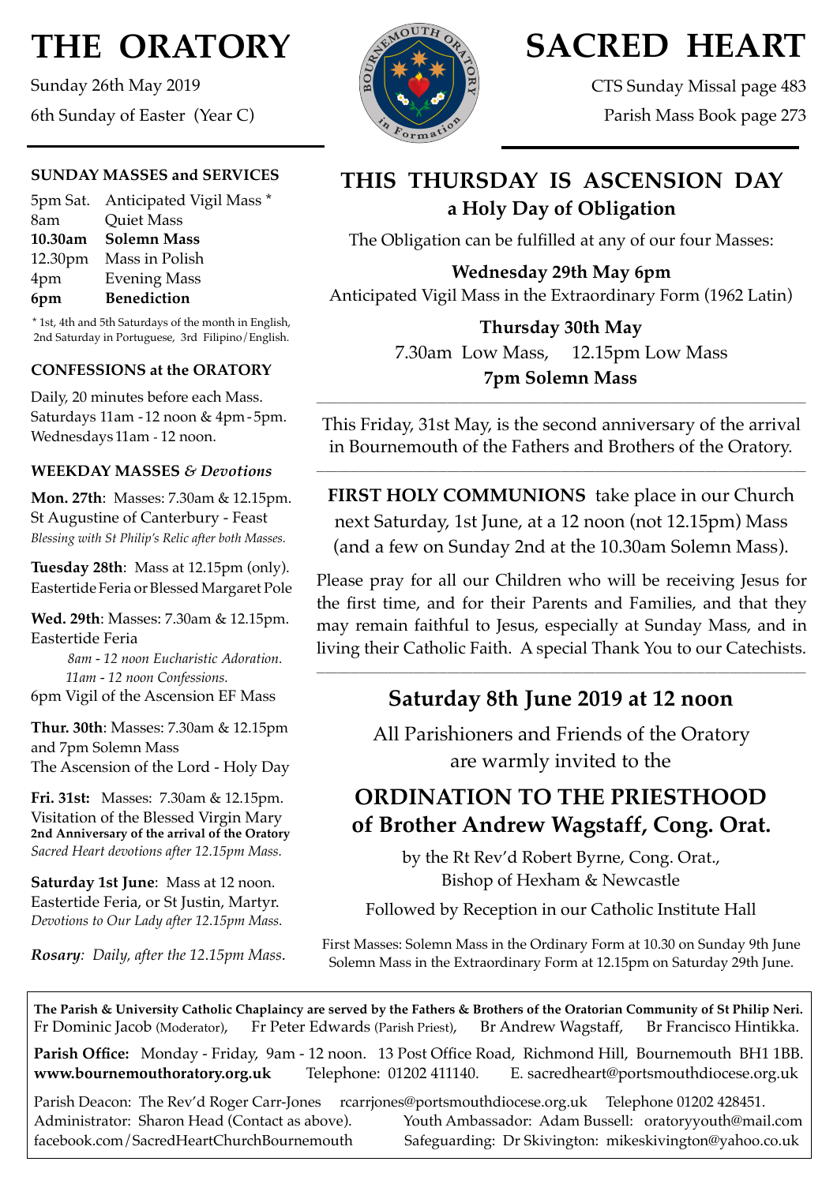# THE ORATORY

Sunday 26th May 2019

6th Sunday of Easter (Year C)

# SACRED HEART

CTS Sunday Missal page 483

Parish Mass Book page 273

### SUNDAY MASSES and SERVICES

| | |
|---|---|
| 5pm Sat. | Anticipated Vigil Mass * |
| 8am | Quiet Mass |
| **10.30am** | **Solemn Mass** |
| 12.30pm | Mass in Polish |
| 4pm | Evening Mass |
| **6pm** | **Benediction** |

\* 1st, 4th and 5th Saturdays of the month in English, 2nd Saturday in Portuguese, 3rd Filipino/English.

### CONFESSIONS at the ORATORY

Daily, 20 minutes before each Mass.
Saturdays 11am - 12 noon & 4pm - 5pm.
Wednesdays 11am - 12 noon.

### WEEKDAY MASSES *& Devotions*

**Mon. 27th**: Masses: 7.30am & 12.15pm.
St Augustine of Canterbury - Feast
*Blessing with St Philip's Relic after both Masses.*

**Tuesday 28th**: Mass at 12.15pm (only).
Eastertide Feria or Blessed Margaret Pole

**Wed. 29th**: Masses: 7.30am & 12.15pm.
Eastertide Feria
*8am - 12 noon Eucharistic Adoration.*
*11am - 12 noon Confessions.*
6pm Vigil of the Ascension EF Mass

**Thur. 30th**: Masses: 7.30am & 12.15pm and 7pm Solemn Mass
The Ascension of the Lord - Holy Day

**Fri. 31st:** Masses: 7.30am & 12.15pm.
Visitation of the Blessed Virgin Mary
**2nd Anniversary of the arrival of the Oratory**
*Sacred Heart devotions after 12.15pm Mass.*

**Saturday 1st June**: Mass at 12 noon.
Eastertide Feria, or St Justin, Martyr.
*Devotions to Our Lady after 12.15pm Mass.*

***Rosary**: Daily, after the 12.15pm Mass.*

## THIS THURSDAY IS ASCENSION DAY
### a Holy Day of Obligation

The Obligation can be fulfilled at any of our four Masses:

**Wednesday 29th May 6pm**
Anticipated Vigil Mass in the Extraordinary Form (1962 Latin)

**Thursday 30th May**
7.30am Low Mass, 12.15pm Low Mass
**7pm Solemn Mass**

---

This Friday, 31st May, is the second anniversary of the arrival in Bournemouth of the Fathers and Brothers of the Oratory.

---

**FIRST HOLY COMMUNIONS** take place in our Church next Saturday, 1st June, at a 12 noon (not 12.15pm) Mass (and a few on Sunday 2nd at the 10.30am Solemn Mass).

Please pray for all our Children who will be receiving Jesus for the first time, and for their Parents and Families, and that they may remain faithful to Jesus, especially at Sunday Mass, and in living their Catholic Faith. A special Thank You to our Catechists.

---

## Saturday 8th June 2019 at 12 noon

All Parishioners and Friends of the Oratory are warmly invited to the

## ORDINATION TO THE PRIESTHOOD of Brother Andrew Wagstaff, Cong. Orat.

by the Rt Rev'd Robert Byrne, Cong. Orat., Bishop of Hexham & Newcastle

Followed by Reception in our Catholic Institute Hall

First Masses: Solemn Mass in the Ordinary Form at 10.30 on Sunday 9th June
Solemn Mass in the Extraordinary Form at 12.15pm on Saturday 29th June.

---

**The Parish & University Catholic Chaplaincy are served by the Fathers & Brothers of the Oratorian Community of St Philip Neri.**
Fr Dominic Jacob (Moderator), Fr Peter Edwards (Parish Priest), Br Andrew Wagstaff, Br Francisco Hintikka.

**Parish Office:** Monday - Friday, 9am - 12 noon. 13 Post Office Road, Richmond Hill, Bournemouth BH1 1BB.
**www.bournemouthoratory.org.uk** Telephone: 01202 411140. E. sacredheart@portsmouthdiocese.org.uk

Parish Deacon: The Rev'd Roger Carr-Jones rcarrjones@portsmouthdiocese.org.uk Telephone 01202 428451.
Administrator: Sharon Head (Contact as above). Youth Ambassador: Adam Bussell: oratoryyouth@mail.com
facebook.com/SacredHeartChurchBournemouth Safeguarding: Dr Skivington: mikeskivington@yahoo.co.uk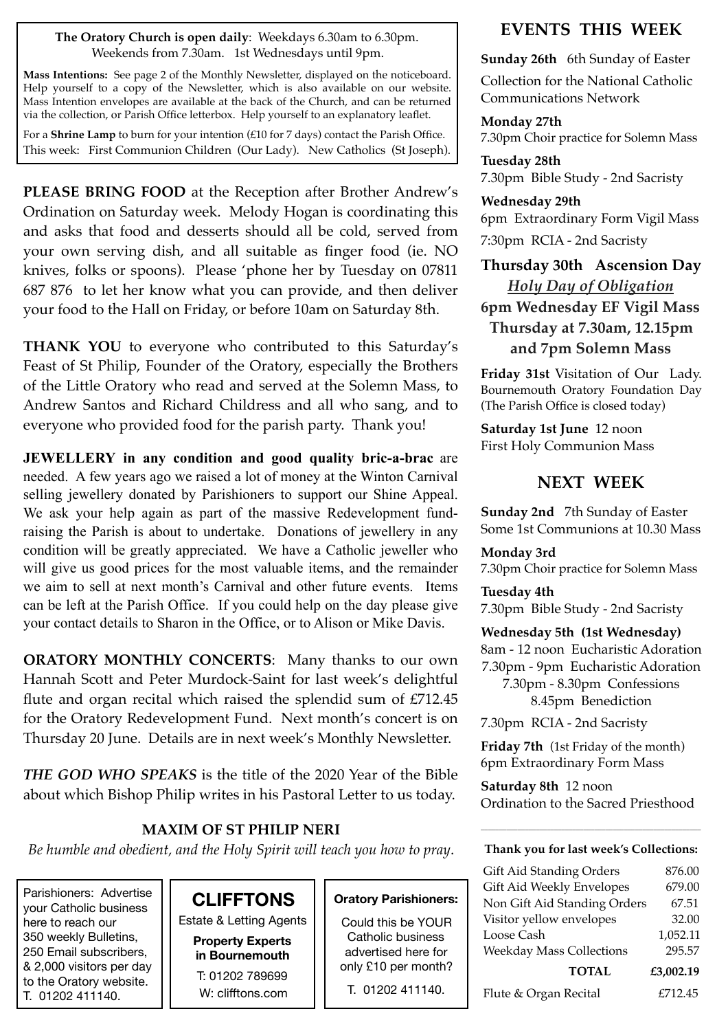**The Oratory Church is open daily**: Weekdays 6.30am to 6.30pm. Weekends from 7.30am. 1st Wednesdays until 9pm.

**Mass Intentions:** See page 2 of the Monthly Newsletter, displayed on the noticeboard. Help yourself to a copy of the Newsletter, which is also available on our website. Mass Intention envelopes are available at the back of the Church, and can be returned via the collection, or Parish Office letterbox. Help yourself to an explanatory leaflet.

For a **Shrine Lamp** to burn for your intention (£10 for 7 days) contact the Parish Office. This week: First Communion Children (Our Lady). New Catholics (St Joseph).

**PLEASE BRING FOOD** at the Reception after Brother Andrew's Ordination on Saturday week. Melody Hogan is coordinating this and asks that food and desserts should all be cold, served from your own serving dish, and all suitable as finger food (ie. NO knives, folks or spoons). Please 'phone her by Tuesday on 07811 687 876 to let her know what you can provide, and then deliver your food to the Hall on Friday, or before 10am on Saturday 8th.

**THANK YOU** to everyone who contributed to this Saturday's Feast of St Philip, Founder of the Oratory, especially the Brothers of the Little Oratory who read and served at the Solemn Mass, to Andrew Santos and Richard Childress and all who sang, and to everyone who provided food for the parish party. Thank you!

**JEWELLERY in any condition and good quality bric-a-brac** are needed. A few years ago we raised a lot of money at the Winton Carnival selling jewellery donated by Parishioners to support our Shine Appeal. We ask your help again as part of the massive Redevelopment fund-raising the Parish is about to undertake. Donations of jewellery in any condition will be greatly appreciated. We have a Catholic jeweller who will give us good prices for the most valuable items, and the remainder we aim to sell at next month's Carnival and other future events. Items can be left at the Parish Office. If you could help on the day please give your contact details to Sharon in the Office, or to Alison or Mike Davis.

**ORATORY MONTHLY CONCERTS**: Many thanks to our own Hannah Scott and Peter Murdock-Saint for last week's delightful flute and organ recital which raised the splendid sum of £712.45 for the Oratory Redevelopment Fund. Next month's concert is on Thursday 20 June. Details are in next week's Monthly Newsletter.

***THE GOD WHO SPEAKS*** is the title of the 2020 Year of the Bible about which Bishop Philip writes in his Pastoral Letter to us today.

**MAXIM OF ST PHILIP NERI**

*Be humble and obedient, and the Holy Spirit will teach you how to pray.*

Parishioners: Advertise your Catholic business here to reach our 350 weekly Bulletins, 250 Email subscribers, & 2,000 visitors per day to the Oratory website. T. 01202 411140.

**CLIFFTONS**
Estate & Letting Agents
**Property Experts in Bournemouth**
T: 01202 789699
W: clifftons.com

**Oratory Parishioners:**
Could this be YOUR Catholic business advertised here for only £10 per month?
T. 01202 411140.

## EVENTS THIS WEEK

**Sunday 26th** 6th Sunday of Easter
Collection for the National Catholic Communications Network

**Monday 27th**
7.30pm Choir practice for Solemn Mass

**Tuesday 28th**
7.30pm Bible Study - 2nd Sacristy

**Wednesday 29th**
6pm Extraordinary Form Vigil Mass
7:30pm RCIA - 2nd Sacristy

**Thursday 30th Ascension Day**
***Holy Day of Obligation***
**6pm Wednesday EF Vigil Mass**
**Thursday at 7.30am, 12.15pm and 7pm Solemn Mass**

**Friday 31st** Visitation of Our Lady. Bournemouth Oratory Foundation Day (The Parish Office is closed today)

**Saturday 1st June** 12 noon
First Holy Communion Mass

## NEXT WEEK

**Sunday 2nd** 7th Sunday of Easter
Some 1st Communions at 10.30 Mass

**Monday 3rd**
7.30pm Choir practice for Solemn Mass

**Tuesday 4th**
7.30pm Bible Study - 2nd Sacristy

**Wednesday 5th (1st Wednesday)**
8am - 12 noon Eucharistic Adoration
7.30pm - 9pm Eucharistic Adoration
7.30pm - 8.30pm Confessions
8.45pm Benediction

7.30pm RCIA - 2nd Sacristy

**Friday 7th** (1st Friday of the month)
6pm Extraordinary Form Mass

**Saturday 8th** 12 noon
Ordination to the Sacred Priesthood

**Thank you for last week's Collections:**

| | |
|---|---|
| Gift Aid Standing Orders | 876.00 |
| Gift Aid Weekly Envelopes | 679.00 |
| Non Gift Aid Standing Orders | 67.51 |
| Visitor yellow envelopes | 32.00 |
| Loose Cash | 1,052.11 |
| Weekday Mass Collections | 295.57 |
| **TOTAL** | **£3,002.19** |
| Flute & Organ Recital | £712.45 |